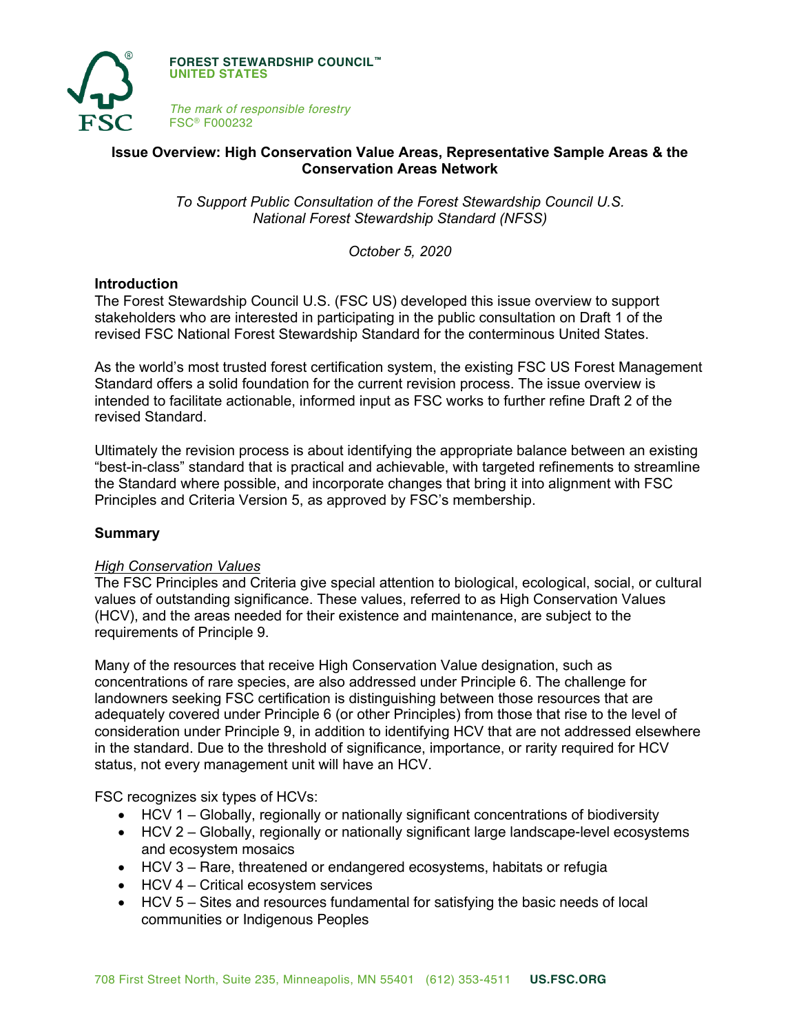**FOREST STEWARDSHIP COUNCIL™**
**UNITED STATES**

*The mark of responsible forestry*
FSC® F000232

## Issue Overview: High Conservation Value Areas, Representative Sample Areas & the Conservation Areas Network

*To Support Public Consultation of the Forest Stewardship Council U.S. National Forest Stewardship Standard (NFSS)*

*October 5, 2020*

### Introduction

The Forest Stewardship Council U.S. (FSC US) developed this issue overview to support stakeholders who are interested in participating in the public consultation on Draft 1 of the revised FSC National Forest Stewardship Standard for the conterminous United States.

As the world's most trusted forest certification system, the existing FSC US Forest Management Standard offers a solid foundation for the current revision process. The issue overview is intended to facilitate actionable, informed input as FSC works to further refine Draft 2 of the revised Standard.

Ultimately the revision process is about identifying the appropriate balance between an existing "best-in-class" standard that is practical and achievable, with targeted refinements to streamline the Standard where possible, and incorporate changes that bring it into alignment with FSC Principles and Criteria Version 5, as approved by FSC's membership.

### Summary

*High Conservation Values*

The FSC Principles and Criteria give special attention to biological, ecological, social, or cultural values of outstanding significance. These values, referred to as High Conservation Values (HCV), and the areas needed for their existence and maintenance, are subject to the requirements of Principle 9.

Many of the resources that receive High Conservation Value designation, such as concentrations of rare species, are also addressed under Principle 6. The challenge for landowners seeking FSC certification is distinguishing between those resources that are adequately covered under Principle 6 (or other Principles) from those that rise to the level of consideration under Principle 9, in addition to identifying HCV that are not addressed elsewhere in the standard. Due to the threshold of significance, importance, or rarity required for HCV status, not every management unit will have an HCV.

FSC recognizes six types of HCVs:

- HCV 1 – Globally, regionally or nationally significant concentrations of biodiversity
- HCV 2 – Globally, regionally or nationally significant large landscape-level ecosystems and ecosystem mosaics
- HCV 3 – Rare, threatened or endangered ecosystems, habitats or refugia
- HCV 4 – Critical ecosystem services
- HCV 5 – Sites and resources fundamental for satisfying the basic needs of local communities or Indigenous Peoples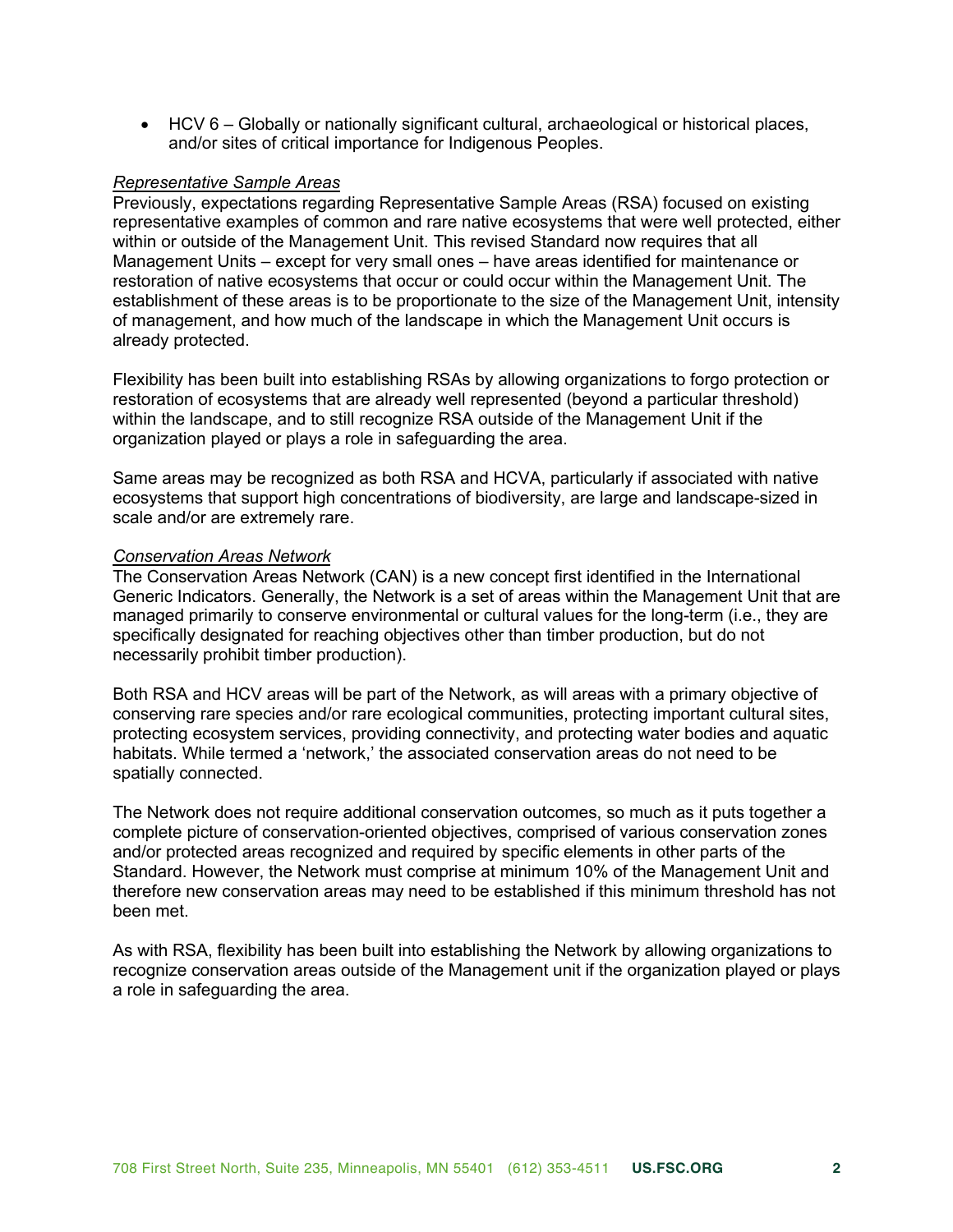- HCV 6 – Globally or nationally significant cultural, archaeological or historical places, and/or sites of critical importance for Indigenous Peoples.

*Representative Sample Areas*
Previously, expectations regarding Representative Sample Areas (RSA) focused on existing representative examples of common and rare native ecosystems that were well protected, either within or outside of the Management Unit. This revised Standard now requires that all Management Units – except for very small ones – have areas identified for maintenance or restoration of native ecosystems that occur or could occur within the Management Unit. The establishment of these areas is to be proportionate to the size of the Management Unit, intensity of management, and how much of the landscape in which the Management Unit occurs is already protected.

Flexibility has been built into establishing RSAs by allowing organizations to forgo protection or restoration of ecosystems that are already well represented (beyond a particular threshold) within the landscape, and to still recognize RSA outside of the Management Unit if the organization played or plays a role in safeguarding the area.

Same areas may be recognized as both RSA and HCVA, particularly if associated with native ecosystems that support high concentrations of biodiversity, are large and landscape-sized in scale and/or are extremely rare.

*Conservation Areas Network*
The Conservation Areas Network (CAN) is a new concept first identified in the International Generic Indicators. Generally, the Network is a set of areas within the Management Unit that are managed primarily to conserve environmental or cultural values for the long-term (i.e., they are specifically designated for reaching objectives other than timber production, but do not necessarily prohibit timber production).

Both RSA and HCV areas will be part of the Network, as will areas with a primary objective of conserving rare species and/or rare ecological communities, protecting important cultural sites, protecting ecosystem services, providing connectivity, and protecting water bodies and aquatic habitats. While termed a 'network,' the associated conservation areas do not need to be spatially connected.

The Network does not require additional conservation outcomes, so much as it puts together a complete picture of conservation-oriented objectives, comprised of various conservation zones and/or protected areas recognized and required by specific elements in other parts of the Standard. However, the Network must comprise at minimum 10% of the Management Unit and therefore new conservation areas may need to be established if this minimum threshold has not been met.

As with RSA, flexibility has been built into establishing the Network by allowing organizations to recognize conservation areas outside of the Management unit if the organization played or plays a role in safeguarding the area.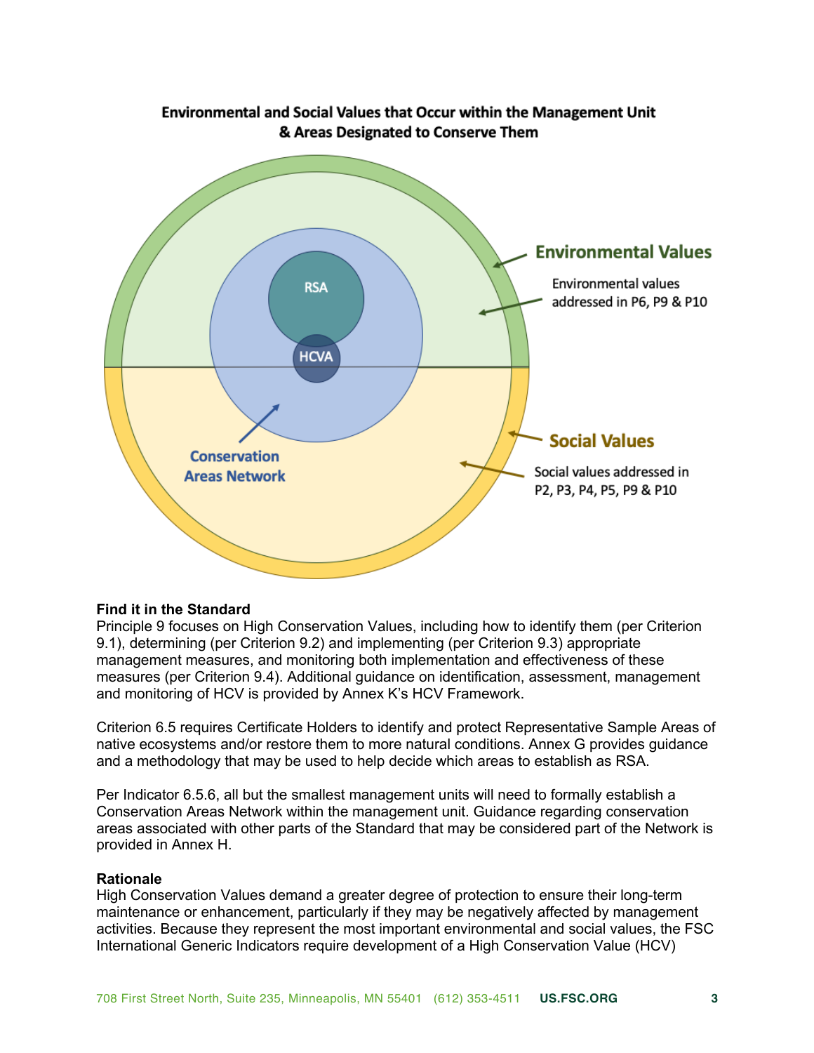**Environmental and Social Values that Occur within the Management Unit & Areas Designated to Conserve Them**

Environmental Values

Environmental values addressed in P6, P9 & P10

RSA

HCVA

Conservation Areas Network

Social Values

Social values addressed in P2, P3, P4, P5, P9 & P10

**Find it in the Standard**
Principle 9 focuses on High Conservation Values, including how to identify them (per Criterion 9.1), determining (per Criterion 9.2) and implementing (per Criterion 9.3) appropriate management measures, and monitoring both implementation and effectiveness of these measures (per Criterion 9.4). Additional guidance on identification, assessment, management and monitoring of HCV is provided by Annex K's HCV Framework.

Criterion 6.5 requires Certificate Holders to identify and protect Representative Sample Areas of native ecosystems and/or restore them to more natural conditions. Annex G provides guidance and a methodology that may be used to help decide which areas to establish as RSA.

Per Indicator 6.5.6, all but the smallest management units will need to formally establish a Conservation Areas Network within the management unit. Guidance regarding conservation areas associated with other parts of the Standard that may be considered part of the Network is provided in Annex H.

**Rationale**
High Conservation Values demand a greater degree of protection to ensure their long-term maintenance or enhancement, particularly if they may be negatively affected by management activities. Because they represent the most important environmental and social values, the FSC International Generic Indicators require development of a High Conservation Value (HCV)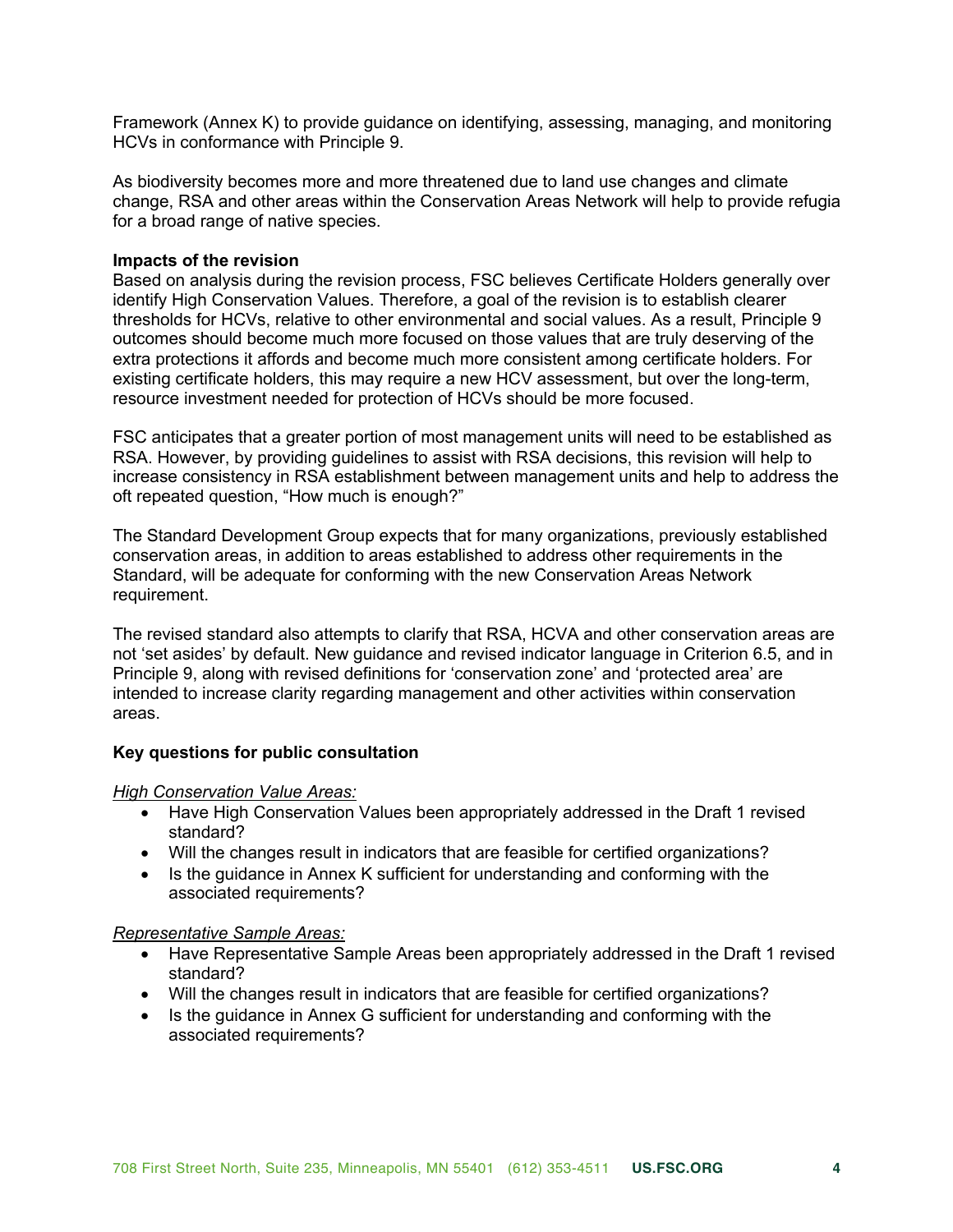Framework (Annex K) to provide guidance on identifying, assessing, managing, and monitoring HCVs in conformance with Principle 9.

As biodiversity becomes more and more threatened due to land use changes and climate change, RSA and other areas within the Conservation Areas Network will help to provide refugia for a broad range of native species.

**Impacts of the revision**

Based on analysis during the revision process, FSC believes Certificate Holders generally over identify High Conservation Values. Therefore, a goal of the revision is to establish clearer thresholds for HCVs, relative to other environmental and social values. As a result, Principle 9 outcomes should become much more focused on those values that are truly deserving of the extra protections it affords and become much more consistent among certificate holders. For existing certificate holders, this may require a new HCV assessment, but over the long-term, resource investment needed for protection of HCVs should be more focused.

FSC anticipates that a greater portion of most management units will need to be established as RSA. However, by providing guidelines to assist with RSA decisions, this revision will help to increase consistency in RSA establishment between management units and help to address the oft repeated question, "How much is enough?"

The Standard Development Group expects that for many organizations, previously established conservation areas, in addition to areas established to address other requirements in the Standard, will be adequate for conforming with the new Conservation Areas Network requirement.

The revised standard also attempts to clarify that RSA, HCVA and other conservation areas are not 'set asides' by default. New guidance and revised indicator language in Criterion 6.5, and in Principle 9, along with revised definitions for 'conservation zone' and 'protected area' are intended to increase clarity regarding management and other activities within conservation areas.

**Key questions for public consultation**

*High Conservation Value Areas:*

- Have High Conservation Values been appropriately addressed in the Draft 1 revised standard?
- Will the changes result in indicators that are feasible for certified organizations?
- Is the guidance in Annex K sufficient for understanding and conforming with the associated requirements?

*Representative Sample Areas:*

- Have Representative Sample Areas been appropriately addressed in the Draft 1 revised standard?
- Will the changes result in indicators that are feasible for certified organizations?
- Is the guidance in Annex G sufficient for understanding and conforming with the associated requirements?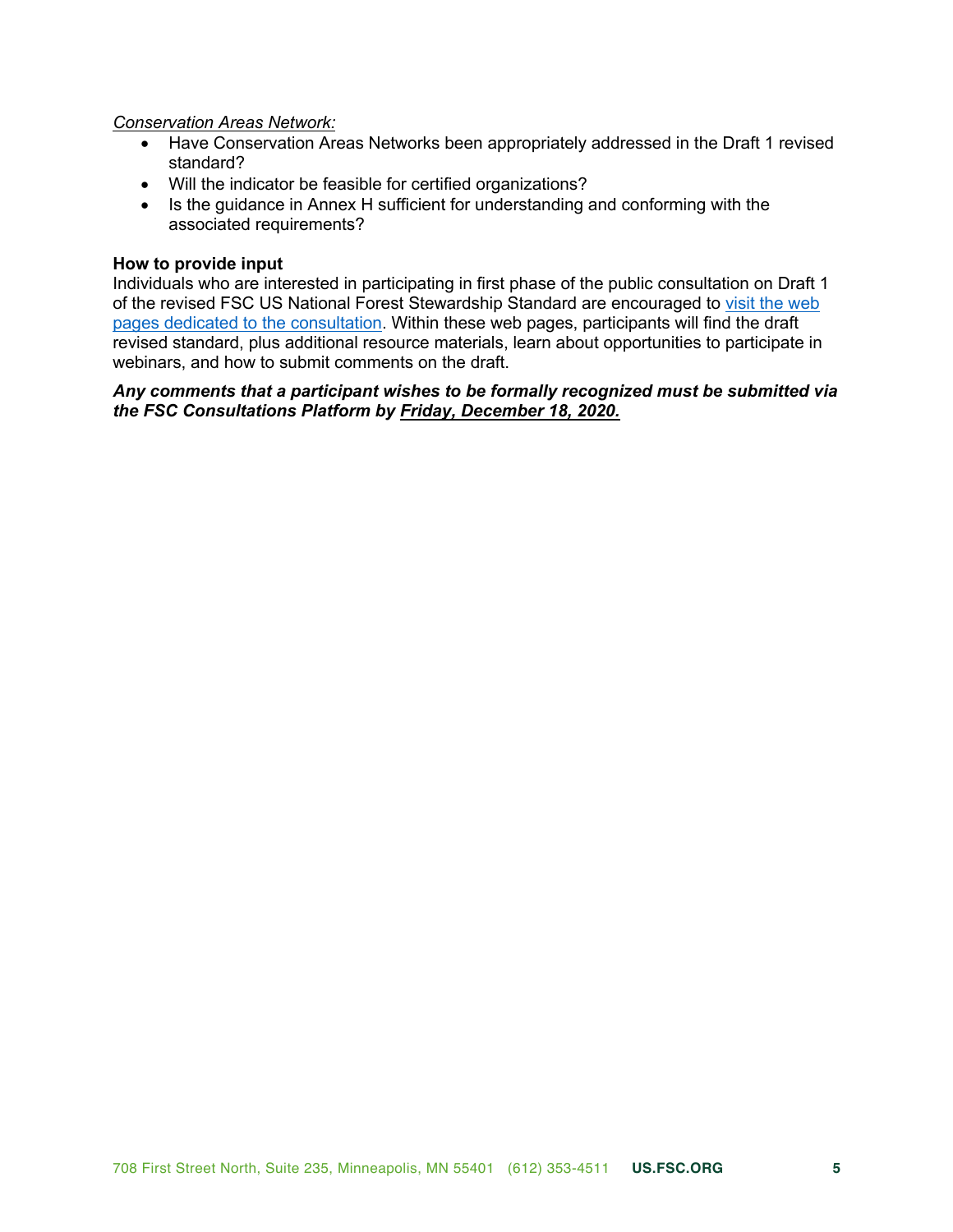*Conservation Areas Network:*

- Have Conservation Areas Networks been appropriately addressed in the Draft 1 revised standard?
- Will the indicator be feasible for certified organizations?
- Is the guidance in Annex H sufficient for understanding and conforming with the associated requirements?

**How to provide input**

Individuals who are interested in participating in first phase of the public consultation on Draft 1 of the revised FSC US National Forest Stewardship Standard are encouraged to visit the web pages dedicated to the consultation. Within these web pages, participants will find the draft revised standard, plus additional resource materials, learn about opportunities to participate in webinars, and how to submit comments on the draft.

***Any comments that a participant wishes to be formally recognized must be submitted via the FSC Consultations Platform by Friday, December 18, 2020.***